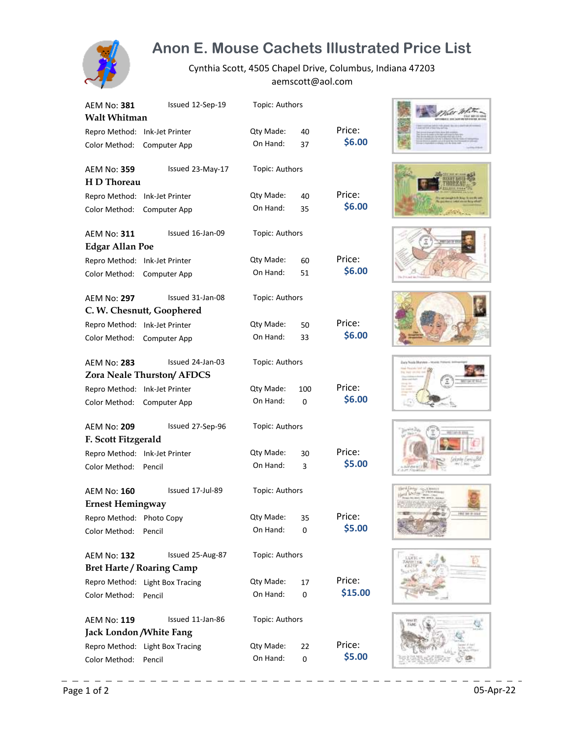# Anon E. Mouse Cachets Illustrated Price List

Cynthia Scott, 4505 Chapel Drive, Columbus, Indiana 47203
aemscott@aol.com

**AEM No: 381** Issued 12-Sep-19 Topic: Authors
**Walt Whitman**
Repro Method: Ink-Jet Printer Qty Made: 40 Price:
Color Method: Computer App On Hand: 37 **$6.00**

**AEM No: 359** Issued 23-May-17 Topic: Authors
**H D Thoreau**
Repro Method: Ink-Jet Printer Qty Made: 40 Price:
Color Method: Computer App On Hand: 35 **$6.00**

**AEM No: 311** Issued 16-Jan-09 Topic: Authors
**Edgar Allan Poe**
Repro Method: Ink-Jet Printer Qty Made: 60 Price:
Color Method: Computer App On Hand: 51 **$6.00**

**AEM No: 297** Issued 31-Jan-08 Topic: Authors
**C. W. Chesnutt, Goophered**
Repro Method: Ink-Jet Printer Qty Made: 50 Price:
Color Method: Computer App On Hand: 33 **$6.00**

**AEM No: 283** Issued 24-Jan-03 Topic: Authors
**Zora Neale Thurston/ AFDCS**
Repro Method: Ink-Jet Printer Qty Made: 100 Price:
Color Method: Computer App On Hand: 0 **$6.00**

**AEM No: 209** Issued 27-Sep-96 Topic: Authors
**F. Scott Fitzgerald**
Repro Method: Ink-Jet Printer Qty Made: 30 Price:
Color Method: Pencil On Hand: 3 **$5.00**

**AEM No: 160** Issued 17-Jul-89 Topic: Authors
**Ernest Hemingway**
Repro Method: Photo Copy Qty Made: 35 Price:
Color Method: Pencil On Hand: 0 **$5.00**

**AEM No: 132** Issued 25-Aug-87 Topic: Authors
**Bret Harte / Roaring Camp**
Repro Method: Light Box Tracing Qty Made: 17 Price:
Color Method: Pencil On Hand: 0 **$15.00**

**AEM No: 119** Issued 11-Jan-86 Topic: Authors
**Jack London /White Fang**
Repro Method: Light Box Tracing Qty Made: 22 Price:
Color Method: Pencil On Hand: 0 **$5.00**

05-Apr-22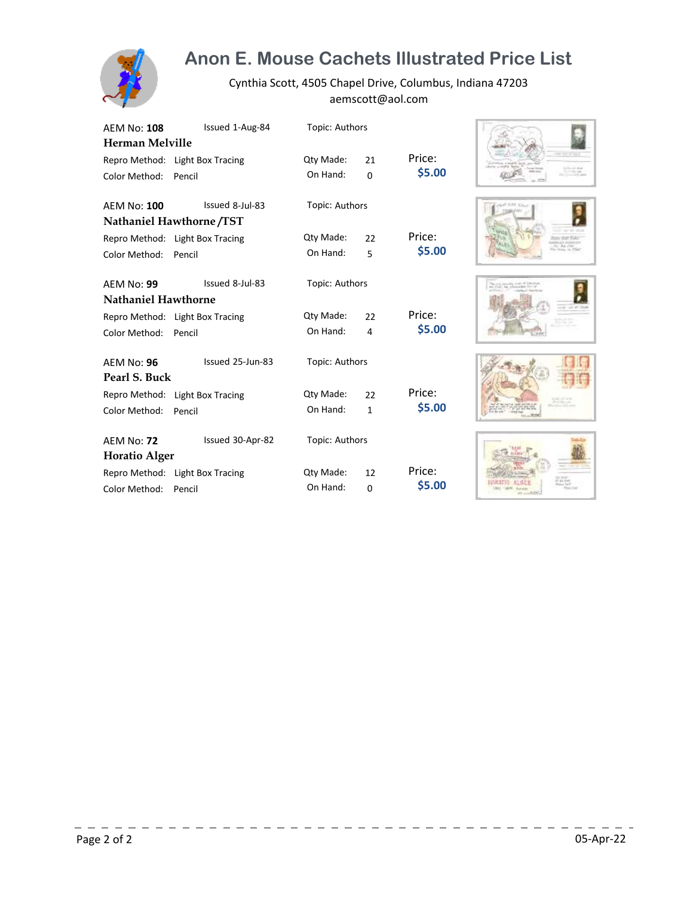# Anon E. Mouse Cachets Illustrated Price List

Cynthia Scott, 4505 Chapel Drive, Columbus, Indiana 47203
aemscott@aol.com

AEM No: **108** Issued 1-Aug-84 Topic: Authors
**Herman Melville**
Repro Method: Light Box Tracing Qty Made: 21
Color Method: Pencil On Hand: 0
Price: **$5.00**

AEM No: **100** Issued 8-Jul-83 Topic: Authors
**Nathaniel Hawthorne /TST**
Repro Method: Light Box Tracing Qty Made: 22
Color Method: Pencil On Hand: 5
Price: **$5.00**

AEM No: **99** Issued 8-Jul-83 Topic: Authors
**Nathaniel Hawthorne**
Repro Method: Light Box Tracing Qty Made: 22
Color Method: Pencil On Hand: 4
Price: **$5.00**

AEM No: **96** Issued 25-Jun-83 Topic: Authors
**Pearl S. Buck**
Repro Method: Light Box Tracing Qty Made: 22
Color Method: Pencil On Hand: 1
Price: **$5.00**

AEM No: **72** Issued 30-Apr-82 Topic: Authors
**Horatio Alger**
Repro Method: Light Box Tracing Qty Made: 12
Color Method: Pencil On Hand: 0
Price: **$5.00**

05-Apr-22